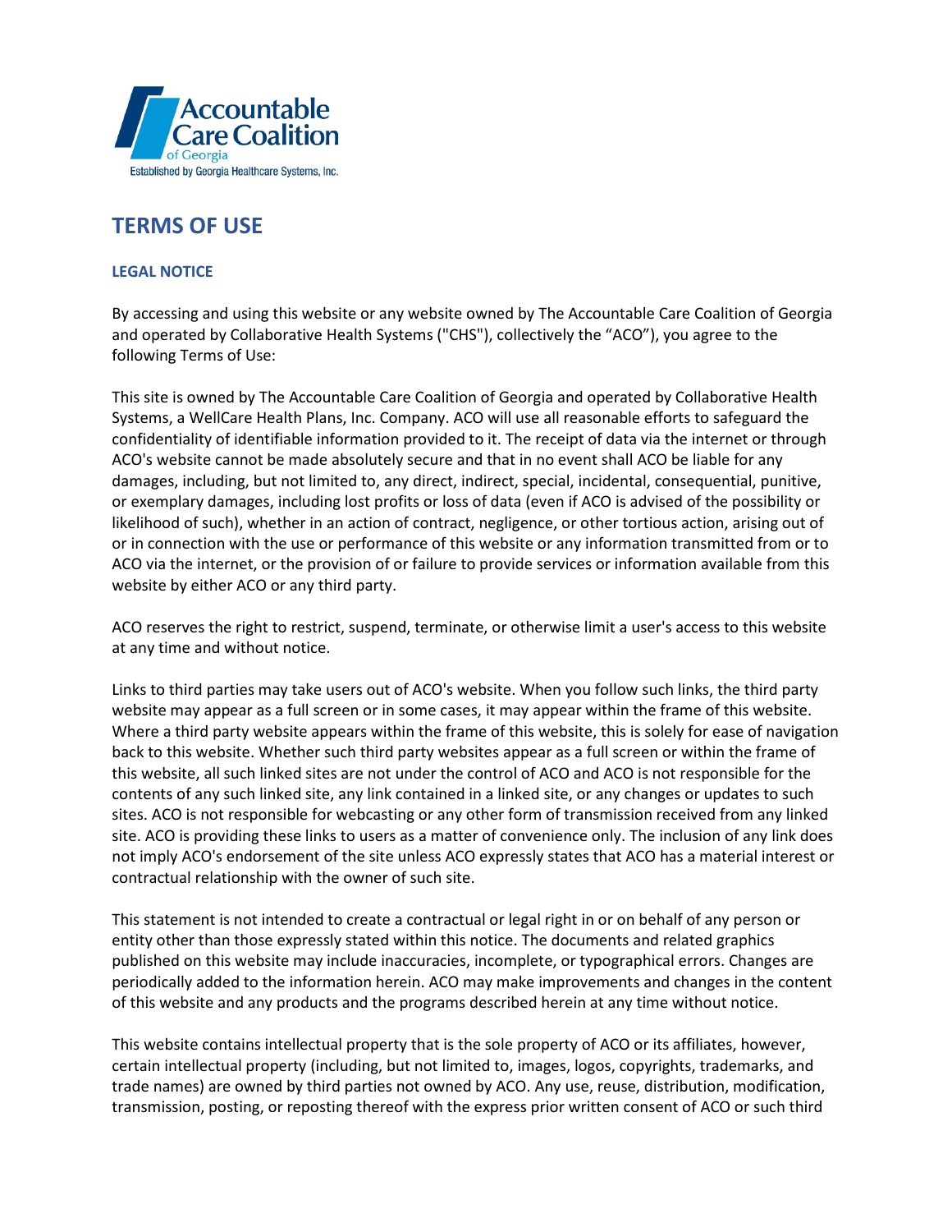Accountable Care Coalition of Georgia

Established by Georgia Healthcare Systems, Inc.

# TERMS OF USE

## LEGAL NOTICE

By accessing and using this website or any website owned by The Accountable Care Coalition of Georgia and operated by Collaborative Health Systems ("CHS"), collectively the "ACO"), you agree to the following Terms of Use:

This site is owned by The Accountable Care Coalition of Georgia and operated by Collaborative Health Systems, a WellCare Health Plans, Inc. Company. ACO will use all reasonable efforts to safeguard the confidentiality of identifiable information provided to it. The receipt of data via the internet or through ACO's website cannot be made absolutely secure and that in no event shall ACO be liable for any damages, including, but not limited to, any direct, indirect, special, incidental, consequential, punitive, or exemplary damages, including lost profits or loss of data (even if ACO is advised of the possibility or likelihood of such), whether in an action of contract, negligence, or other tortious action, arising out of or in connection with the use or performance of this website or any information transmitted from or to ACO via the internet, or the provision of or failure to provide services or information available from this website by either ACO or any third party.

ACO reserves the right to restrict, suspend, terminate, or otherwise limit a user's access to this website at any time and without notice.

Links to third parties may take users out of ACO's website. When you follow such links, the third party website may appear as a full screen or in some cases, it may appear within the frame of this website. Where a third party website appears within the frame of this website, this is solely for ease of navigation back to this website. Whether such third party websites appear as a full screen or within the frame of this website, all such linked sites are not under the control of ACO and ACO is not responsible for the contents of any such linked site, any link contained in a linked site, or any changes or updates to such sites. ACO is not responsible for webcasting or any other form of transmission received from any linked site. ACO is providing these links to users as a matter of convenience only. The inclusion of any link does not imply ACO's endorsement of the site unless ACO expressly states that ACO has a material interest or contractual relationship with the owner of such site.

This statement is not intended to create a contractual or legal right in or on behalf of any person or entity other than those expressly stated within this notice. The documents and related graphics published on this website may include inaccuracies, incomplete, or typographical errors. Changes are periodically added to the information herein. ACO may make improvements and changes in the content of this website and any products and the programs described herein at any time without notice.

This website contains intellectual property that is the sole property of ACO or its affiliates, however, certain intellectual property (including, but not limited to, images, logos, copyrights, trademarks, and trade names) are owned by third parties not owned by ACO. Any use, reuse, distribution, modification, transmission, posting, or reposting thereof with the express prior written consent of ACO or such third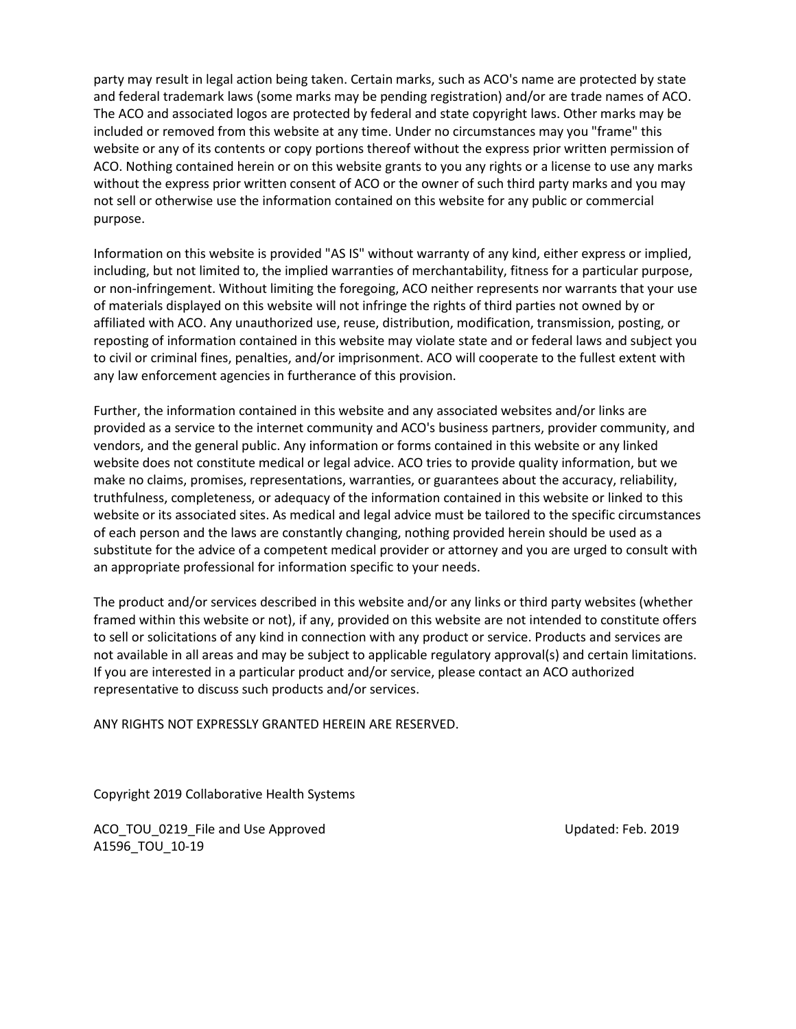party may result in legal action being taken. Certain marks, such as ACO's name are protected by state and federal trademark laws (some marks may be pending registration) and/or are trade names of ACO. The ACO and associated logos are protected by federal and state copyright laws. Other marks may be included or removed from this website at any time. Under no circumstances may you "frame" this website or any of its contents or copy portions thereof without the express prior written permission of ACO. Nothing contained herein or on this website grants to you any rights or a license to use any marks without the express prior written consent of ACO or the owner of such third party marks and you may not sell or otherwise use the information contained on this website for any public or commercial purpose.

Information on this website is provided "AS IS" without warranty of any kind, either express or implied, including, but not limited to, the implied warranties of merchantability, fitness for a particular purpose, or non-infringement. Without limiting the foregoing, ACO neither represents nor warrants that your use of materials displayed on this website will not infringe the rights of third parties not owned by or affiliated with ACO. Any unauthorized use, reuse, distribution, modification, transmission, posting, or reposting of information contained in this website may violate state and or federal laws and subject you to civil or criminal fines, penalties, and/or imprisonment. ACO will cooperate to the fullest extent with any law enforcement agencies in furtherance of this provision.

Further, the information contained in this website and any associated websites and/or links are provided as a service to the internet community and ACO's business partners, provider community, and vendors, and the general public. Any information or forms contained in this website or any linked website does not constitute medical or legal advice. ACO tries to provide quality information, but we make no claims, promises, representations, warranties, or guarantees about the accuracy, reliability, truthfulness, completeness, or adequacy of the information contained in this website or linked to this website or its associated sites. As medical and legal advice must be tailored to the specific circumstances of each person and the laws are constantly changing, nothing provided herein should be used as a substitute for the advice of a competent medical provider or attorney and you are urged to consult with an appropriate professional for information specific to your needs.

The product and/or services described in this website and/or any links or third party websites (whether framed within this website or not), if any, provided on this website are not intended to constitute offers to sell or solicitations of any kind in connection with any product or service. Products and services are not available in all areas and may be subject to applicable regulatory approval(s) and certain limitations. If you are interested in a particular product and/or service, please contact an ACO authorized representative to discuss such products and/or services.

ANY RIGHTS NOT EXPRESSLY GRANTED HEREIN ARE RESERVED.

Copyright 2019 Collaborative Health Systems

ACO_TOU_0219_File and Use Approved

A1596_TOU_10-19

Updated: Feb. 2019